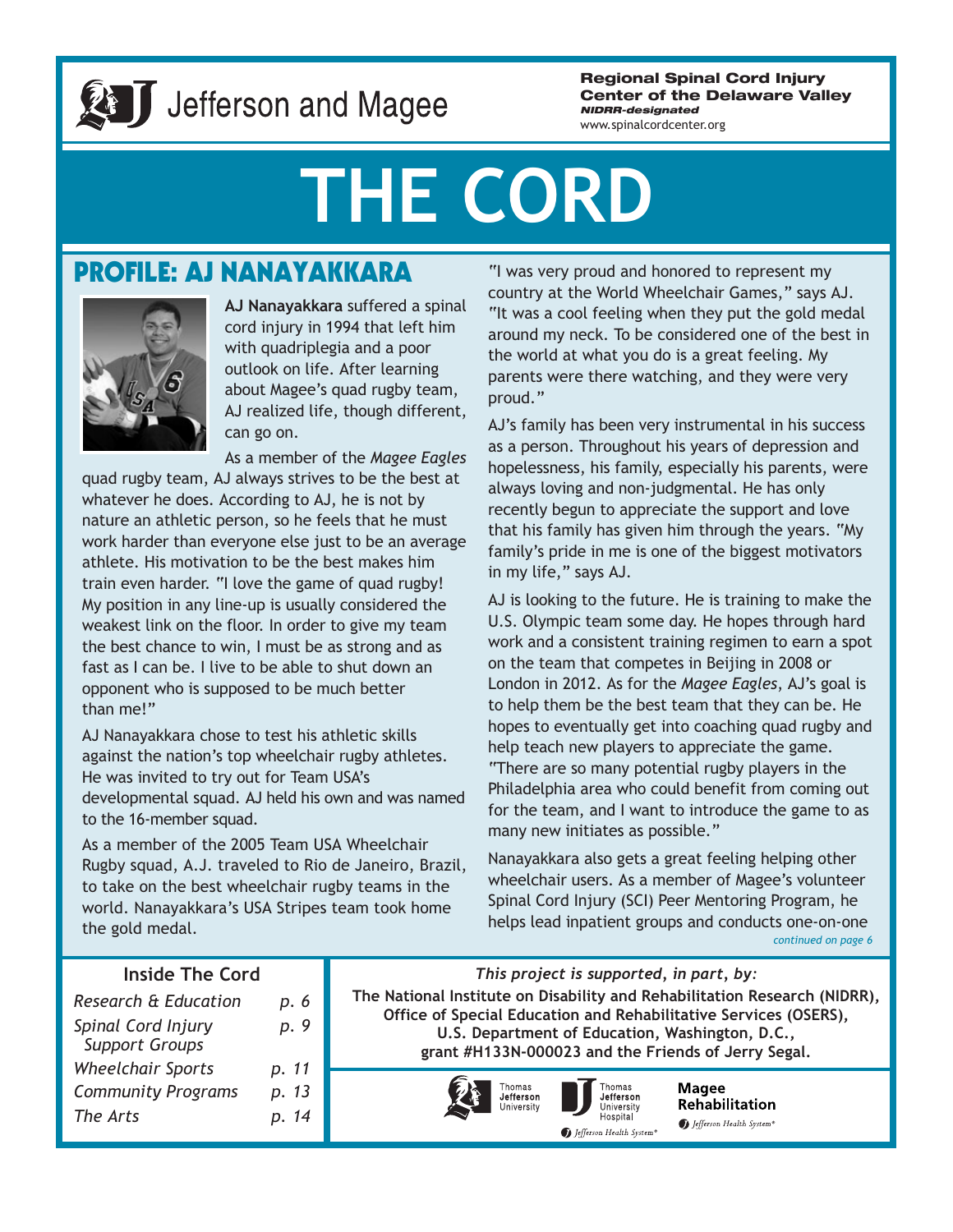Jefferson and Magee

**Regional Spinal Cord Injury Center of the Delaware Valley**
***NIDRR-designated***
www.spinalcordcenter.org

# THE CORD

## PROFILE: AJ NANAYAKKARA

**AJ Nanayakkara** suffered a spinal cord injury in 1994 that left him with quadriplegia and a poor outlook on life. After learning about Magee's quad rugby team, AJ realized life, though different, can go on.

As a member of the *Magee Eagles* quad rugby team, AJ always strives to be the best at whatever he does. According to AJ, he is not by nature an athletic person, so he feels that he must work harder than everyone else just to be an average athlete. His motivation to be the best makes him train even harder. "I love the game of quad rugby! My position in any line-up is usually considered the weakest link on the floor. In order to give my team the best chance to win, I must be as strong and as fast as I can be. I live to be able to shut down an opponent who is supposed to be much better than me!"

AJ Nanayakkara chose to test his athletic skills against the nation's top wheelchair rugby athletes. He was invited to try out for Team USA's developmental squad. AJ held his own and was named to the 16-member squad.

As a member of the 2005 Team USA Wheelchair Rugby squad, A.J. traveled to Rio de Janeiro, Brazil, to take on the best wheelchair rugby teams in the world. Nanayakkara's USA Stripes team took home the gold medal.

"I was very proud and honored to represent my country at the World Wheelchair Games," says AJ. "It was a cool feeling when they put the gold medal around my neck. To be considered one of the best in the world at what you do is a great feeling. My parents were there watching, and they were very proud."

AJ's family has been very instrumental in his success as a person. Throughout his years of depression and hopelessness, his family, especially his parents, were always loving and non-judgmental. He has only recently begun to appreciate the support and love that his family has given him through the years. "My family's pride in me is one of the biggest motivators in my life," says AJ.

AJ is looking to the future. He is training to make the U.S. Olympic team some day. He hopes through hard work and a consistent training regimen to earn a spot on the team that competes in Beijing in 2008 or London in 2012. As for the *Magee Eagles*, AJ's goal is to help them be the best team that they can be. He hopes to eventually get into coaching quad rugby and help teach new players to appreciate the game. "There are so many potential rugby players in the Philadelphia area who could benefit from coming out for the team, and I want to introduce the game to as many new initiates as possible."

Nanayakkara also gets a great feeling helping other wheelchair users. As a member of Magee's volunteer Spinal Cord Injury (SCI) Peer Mentoring Program, he helps lead inpatient groups and conducts one-on-one

*continued on page 6*

### Inside The Cord

| | |
|---|---|
| *Research & Education* | *p. 6* |
| *Spinal Cord Injury Support Groups* | *p. 9* |
| *Wheelchair Sports* | *p. 11* |
| *Community Programs* | *p. 13* |
| *The Arts* | *p. 14* |

***This project is supported, in part, by:***

**The National Institute on Disability and Rehabilitation Research (NIDRR), Office of Special Education and Rehabilitative Services (OSERS), U.S. Department of Education, Washington, D.C., grant #H133N-000023 and the Friends of Jerry Segal.**

Thomas Jefferson University | Thomas Jefferson University Hospital | Magee Rehabilitation

Jefferson Health System®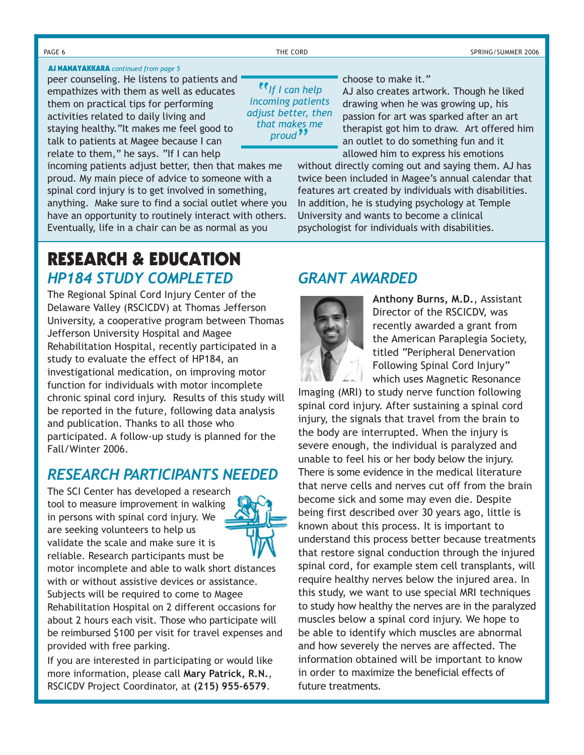**AJ NANAYAKKARA** *continued from page 5*

peer counseling. He listens to patients and empathizes with them as well as educates them on practical tips for performing activities related to daily living and staying healthy. "It makes me feel good to talk to patients at Magee because I can relate to them," he says. "If I can help incoming patients adjust better, then that makes me proud. My main piece of advice to someone with a spinal cord injury is to get involved in something, anything. Make sure to find a social outlet where you have an opportunity to routinely interact with others. Eventually, life in a chair can be as normal as you choose to make it."

> *"If I can help incoming patients adjust better, then that makes me proud"*

AJ also creates artwork. Though he liked drawing when he was growing up, his passion for art was sparked after an art therapist got him to draw. Art offered him an outlet to do something fun and it allowed him to express his emotions without directly coming out and saying them. AJ has twice been included in Magee's annual calendar that features art created by individuals with disabilities. In addition, he is studying psychology at Temple University and wants to become a clinical psychologist for individuals with disabilities.

# RESEARCH & EDUCATION

## *HP184 STUDY COMPLETED*

The Regional Spinal Cord Injury Center of the Delaware Valley (RSCICDV) at Thomas Jefferson University, a cooperative program between Thomas Jefferson University Hospital and Magee Rehabilitation Hospital, recently participated in a study to evaluate the effect of HP184, an investigational medication, on improving motor function for individuals with motor incomplete chronic spinal cord injury. Results of this study will be reported in the future, following data analysis and publication. Thanks to all those who participated. A follow-up study is planned for the Fall/Winter 2006.

## *RESEARCH PARTICIPANTS NEEDED*

The SCI Center has developed a research tool to measure improvement in walking in persons with spinal cord injury. We are seeking volunteers to help us validate the scale and make sure it is reliable. Research participants must be motor incomplete and able to walk short distances with or without assistive devices or assistance. Subjects will be required to come to Magee Rehabilitation Hospital on 2 different occasions for about 2 hours each visit. Those who participate will be reimbursed $100 per visit for travel expenses and provided with free parking.

If you are interested in participating or would like more information, please call **Mary Patrick, R.N.**, RSCICDV Project Coordinator, at **(215) 955-6579**.

## *GRANT AWARDED*

**Anthony Burns, M.D.**, Assistant Director of the RSCICDV, was recently awarded a grant from the American Paraplegia Society, titled "Peripheral Denervation Following Spinal Cord Injury" which uses Magnetic Resonance Imaging (MRI) to study nerve function following spinal cord injury. After sustaining a spinal cord injury, the signals that travel from the brain to the body are interrupted. When the injury is severe enough, the individual is paralyzed and unable to feel his or her body below the injury. There is some evidence in the medical literature that nerve cells and nerves cut off from the brain become sick and some may even die. Despite being first described over 30 years ago, little is known about this process. It is important to understand this process better because treatments that restore signal conduction through the injured spinal cord, for example stem cell transplants, will require healthy nerves below the injured area. In this study, we want to use special MRI techniques to study how healthy the nerves are in the paralyzed muscles below a spinal cord injury. We hope to be able to identify which muscles are abnormal and how severely the nerves are affected. The information obtained will be important to know in order to maximize the beneficial effects of future treatments.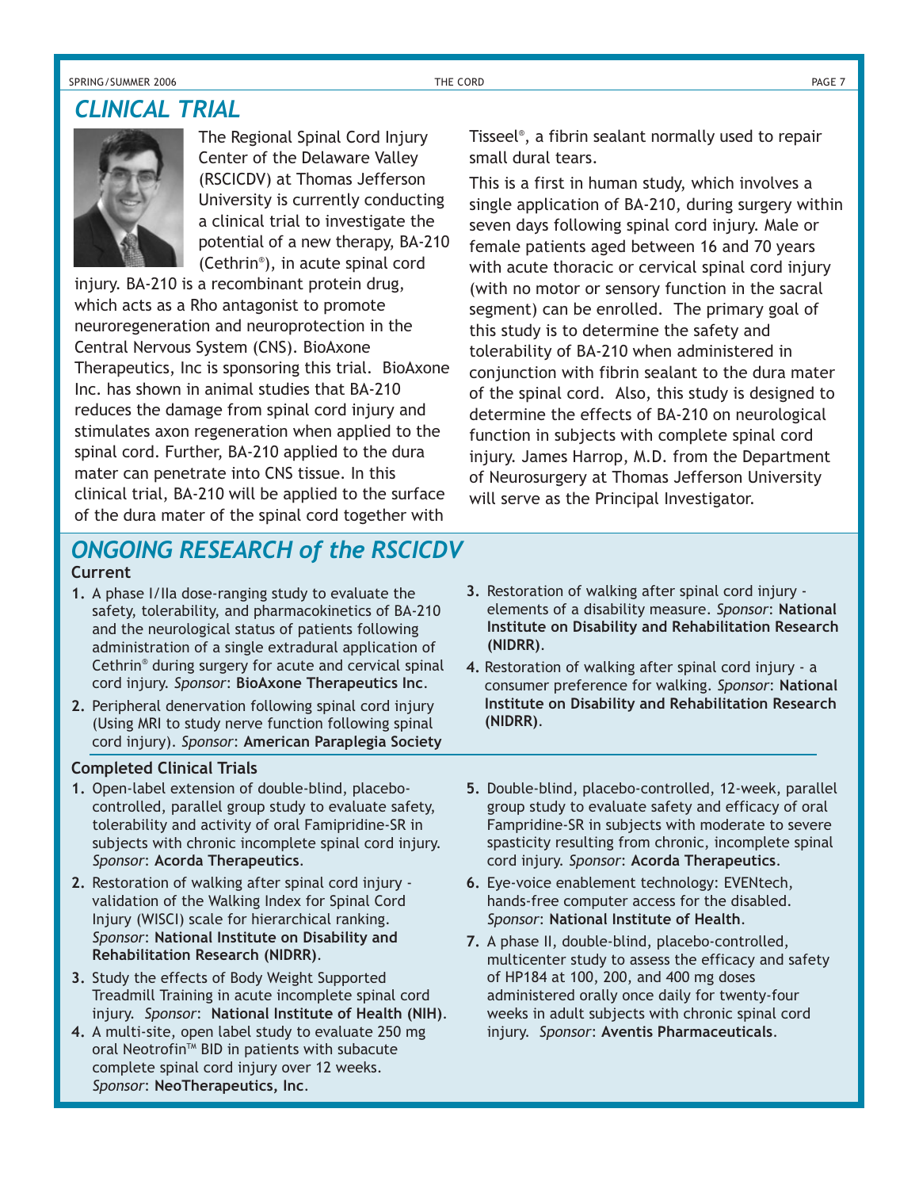## CLINICAL TRIAL

The Regional Spinal Cord Injury Center of the Delaware Valley (RSCICDV) at Thomas Jefferson University is currently conducting a clinical trial to investigate the potential of a new therapy, BA-210 (Cethrin®), in acute spinal cord injury. BA-210 is a recombinant protein drug, which acts as a Rho antagonist to promote neuroregeneration and neuroprotection in the Central Nervous System (CNS). BioAxone Therapeutics, Inc is sponsoring this trial. BioAxone Inc. has shown in animal studies that BA-210 reduces the damage from spinal cord injury and stimulates axon regeneration when applied to the spinal cord. Further, BA-210 applied to the dura mater can penetrate into CNS tissue. In this clinical trial, BA-210 will be applied to the surface of the dura mater of the spinal cord together with Tisseel®, a fibrin sealant normally used to repair small dural tears.

This is a first in human study, which involves a single application of BA-210, during surgery within seven days following spinal cord injury. Male or female patients aged between 16 and 70 years with acute thoracic or cervical spinal cord injury (with no motor or sensory function in the sacral segment) can be enrolled. The primary goal of this study is to determine the safety and tolerability of BA-210 when administered in conjunction with fibrin sealant to the dura mater of the spinal cord. Also, this study is designed to determine the effects of BA-210 on neurological function in subjects with complete spinal cord injury. James Harrop, M.D. from the Department of Neurosurgery at Thomas Jefferson University will serve as the Principal Investigator.

## ONGOING RESEARCH of the RSCICDV

### Current

1. A phase I/IIa dose-ranging study to evaluate the safety, tolerability, and pharmacokinetics of BA-210 and the neurological status of patients following administration of a single extradural application of Cethrin® during surgery for acute and cervical spinal cord injury. *Sponsor*: **BioAxone Therapeutics Inc**.
2. Peripheral denervation following spinal cord injury (Using MRI to study nerve function following spinal cord injury). *Sponsor*: **American Paraplegia Society**
3. Restoration of walking after spinal cord injury - elements of a disability measure. *Sponsor*: **National Institute on Disability and Rehabilitation Research (NIDRR)**.
4. Restoration of walking after spinal cord injury - a consumer preference for walking. *Sponsor*: **National Institute on Disability and Rehabilitation Research (NIDRR)**.

### Completed Clinical Trials

1. Open-label extension of double-blind, placebo-controlled, parallel group study to evaluate safety, tolerability and activity of oral Famipridine-SR in subjects with chronic incomplete spinal cord injury. *Sponsor*: **Acorda Therapeutics**.
2. Restoration of walking after spinal cord injury - validation of the Walking Index for Spinal Cord Injury (WISCI) scale for hierarchical ranking. *Sponsor*: **National Institute on Disability and Rehabilitation Research (NIDRR)**.
3. Study the effects of Body Weight Supported Treadmill Training in acute incomplete spinal cord injury. *Sponsor*: **National Institute of Health (NIH)**.
4. A multi-site, open label study to evaluate 250 mg oral Neotrofin™ BID in patients with subacute complete spinal cord injury over 12 weeks. *Sponsor*: **NeoTherapeutics, Inc**.
5. Double-blind, placebo-controlled, 12-week, parallel group study to evaluate safety and efficacy of oral Fampridine-SR in subjects with moderate to severe spasticity resulting from chronic, incomplete spinal cord injury. *Sponsor*: **Acorda Therapeutics**.
6. Eye-voice enablement technology: EVENtech, hands-free computer access for the disabled. *Sponsor*: **National Institute of Health**.
7. A phase II, double-blind, placebo-controlled, multicenter study to assess the efficacy and safety of HP184 at 100, 200, and 400 mg doses administered orally once daily for twenty-four weeks in adult subjects with chronic spinal cord injury. *Sponsor*: **Aventis Pharmaceuticals**.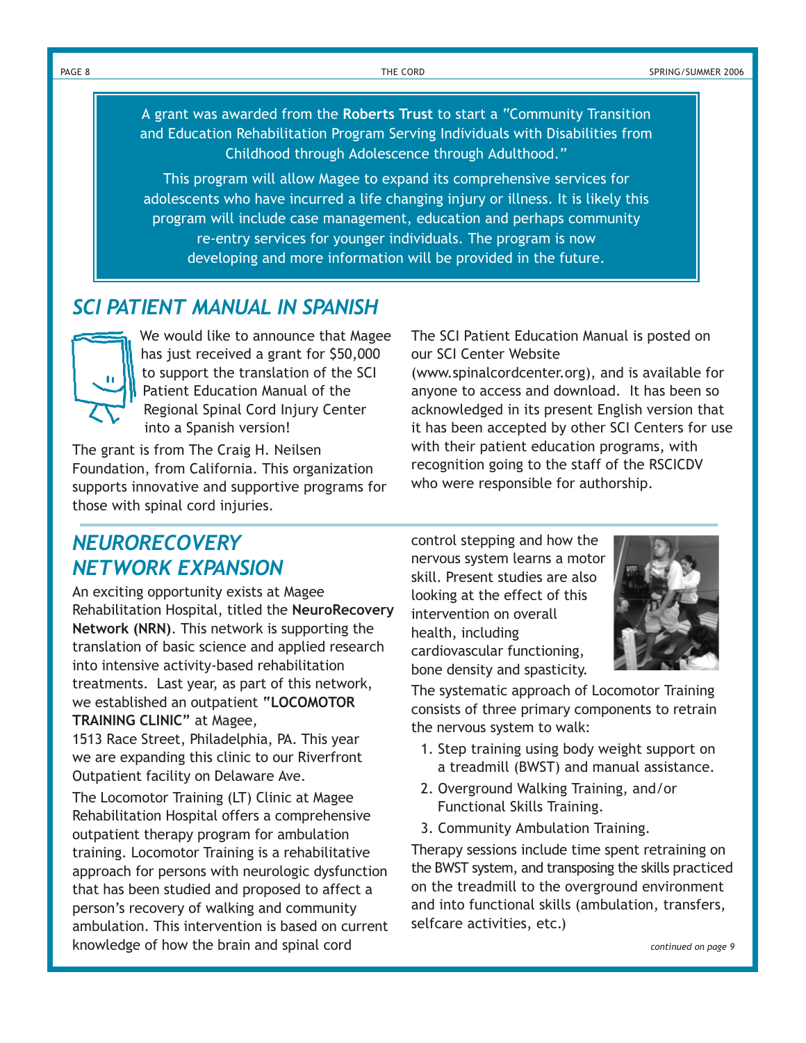A grant was awarded from the **Roberts Trust** to start a "Community Transition and Education Rehabilitation Program Serving Individuals with Disabilities from Childhood through Adolescence through Adulthood."

This program will allow Magee to expand its comprehensive services for adolescents who have incurred a life changing injury or illness. It is likely this program will include case management, education and perhaps community re-entry services for younger individuals. The program is now developing and more information will be provided in the future.

## *SCI PATIENT MANUAL IN SPANISH*

We would like to announce that Magee has just received a grant for $50,000 to support the translation of the SCI Patient Education Manual of the Regional Spinal Cord Injury Center into a Spanish version!

The grant is from The Craig H. Neilsen Foundation, from California. This organization supports innovative and supportive programs for those with spinal cord injuries.

The SCI Patient Education Manual is posted on our SCI Center Website (www.spinalcordcenter.org), and is available for anyone to access and download. It has been so acknowledged in its present English version that it has been accepted by other SCI Centers for use with their patient education programs, with recognition going to the staff of the RSCICDV who were responsible for authorship.

## *NEURORECOVERY NETWORK EXPANSION*

An exciting opportunity exists at Magee Rehabilitation Hospital, titled the **NeuroRecovery Network (NRN)**. This network is supporting the translation of basic science and applied research into intensive activity-based rehabilitation treatments. Last year, as part of this network, we established an outpatient **"LOCOMOTOR TRAINING CLINIC"** at Magee, 1513 Race Street, Philadelphia, PA. This year we are expanding this clinic to our Riverfront Outpatient facility on Delaware Ave.

The Locomotor Training (LT) Clinic at Magee Rehabilitation Hospital offers a comprehensive outpatient therapy program for ambulation training. Locomotor Training is a rehabilitative approach for persons with neurologic dysfunction that has been studied and proposed to affect a person's recovery of walking and community ambulation. This intervention is based on current knowledge of how the brain and spinal cord control stepping and how the nervous system learns a motor skill. Present studies are also looking at the effect of this intervention on overall health, including cardiovascular functioning, bone density and spasticity.

The systematic approach of Locomotor Training consists of three primary components to retrain the nervous system to walk:

1. Step training using body weight support on a treadmill (BWST) and manual assistance.
2. Overground Walking Training, and/or Functional Skills Training.
3. Community Ambulation Training.

Therapy sessions include time spent retraining on the BWST system, and transposing the skills practiced on the treadmill to the overground environment and into functional skills (ambulation, transfers, selfcare activities, etc.)

*continued on page 9*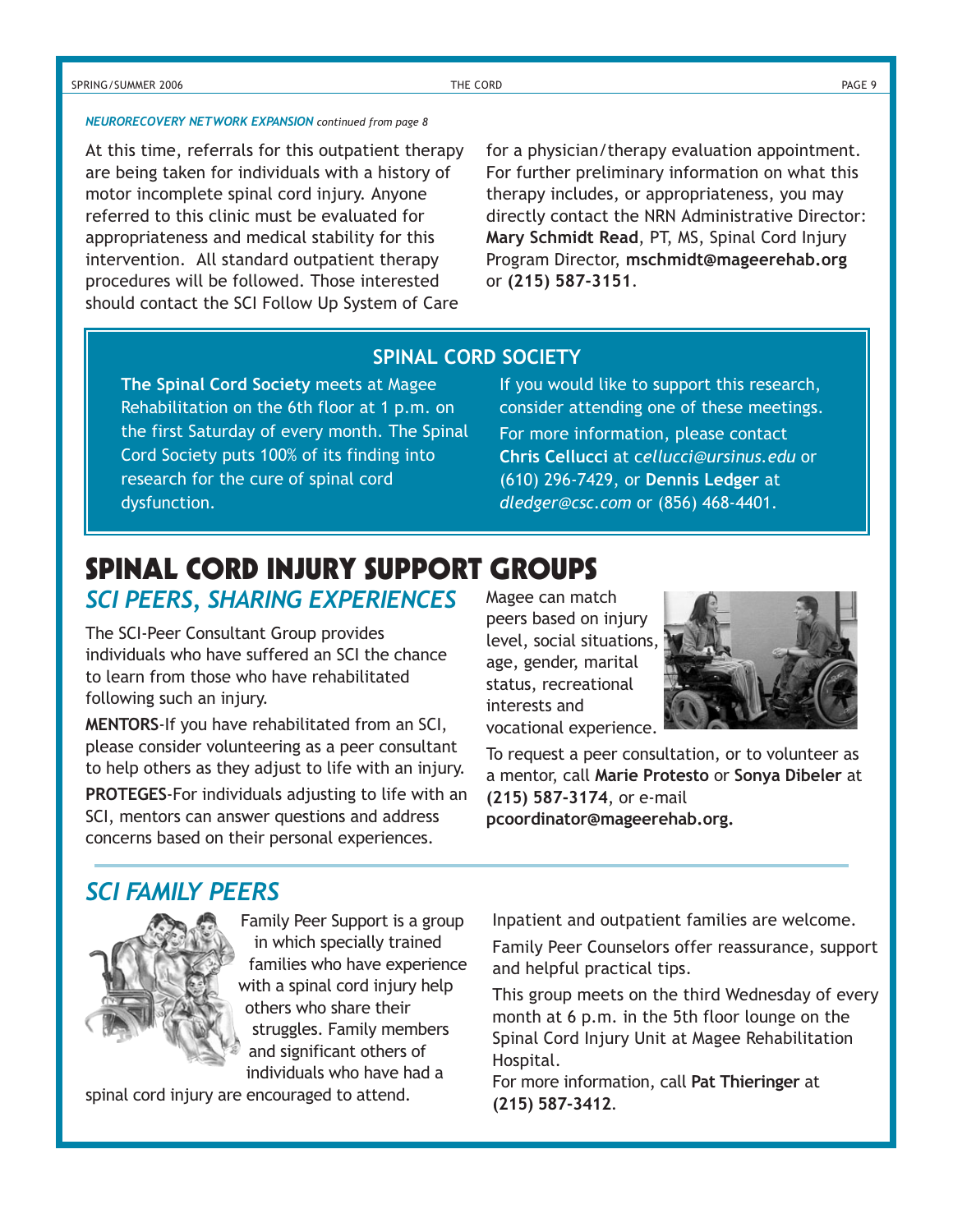*NEUROrecovery NETWORK EXPANSION continued from page 8*

At this time, referrals for this outpatient therapy are being taken for individuals with a history of motor incomplete spinal cord injury. Anyone referred to this clinic must be evaluated for appropriateness and medical stability for this intervention. All standard outpatient therapy procedures will be followed. Those interested should contact the SCI Follow Up System of Care for a physician/therapy evaluation appointment. For further preliminary information on what this therapy includes, or appropriateness, you may directly contact the NRN Administrative Director: **Mary Schmidt Read**, PT, MS, Spinal Cord Injury Program Director, **mschmidt@mageerehab.org** or **(215) 587-3151**.

## SPINAL CORD SOCIETY

**The Spinal Cord Society** meets at Magee Rehabilitation on the 6th floor at 1 p.m. on the first Saturday of every month. The Spinal Cord Society puts 100% of its finding into research for the cure of spinal cord dysfunction.

If you would like to support this research, consider attending one of these meetings.

For more information, please contact **Chris Cellucci** at *cellucci@ursinus.edu* or (610) 296-7429, or **Dennis Ledger** at *dledger@csc.com* or (856) 468-4401.

# SPINAL CORD INJURY SUPPORT GROUPS

## SCI PEERS, SHARING EXPERIENCES

The SCI-Peer Consultant Group provides individuals who have suffered an SCI the chance to learn from those who have rehabilitated following such an injury.

**MENTORS**-If you have rehabilitated from an SCI, please consider volunteering as a peer consultant to help others as they adjust to life with an injury.

**PROTEGES**-For individuals adjusting to life with an SCI, mentors can answer questions and address concerns based on their personal experiences.

Magee can match peers based on injury level, social situations, age, gender, marital status, recreational interests and vocational experience.

To request a peer consultation, or to volunteer as a mentor, call **Marie Protesto** or **Sonya Dibeler** at **(215) 587-3174**, or e-mail **pcoordinator@mageerehab.org.**

## SCI FAMILY PEERS

Family Peer Support is a group in which specially trained families who have experience with a spinal cord injury help others who share their struggles. Family members and significant others of individuals who have had a spinal cord injury are encouraged to attend.

Inpatient and outpatient families are welcome.

Family Peer Counselors offer reassurance, support and helpful practical tips.

This group meets on the third Wednesday of every month at 6 p.m. in the 5th floor lounge on the Spinal Cord Injury Unit at Magee Rehabilitation Hospital.

For more information, call **Pat Thieringer** at **(215) 587-3412**.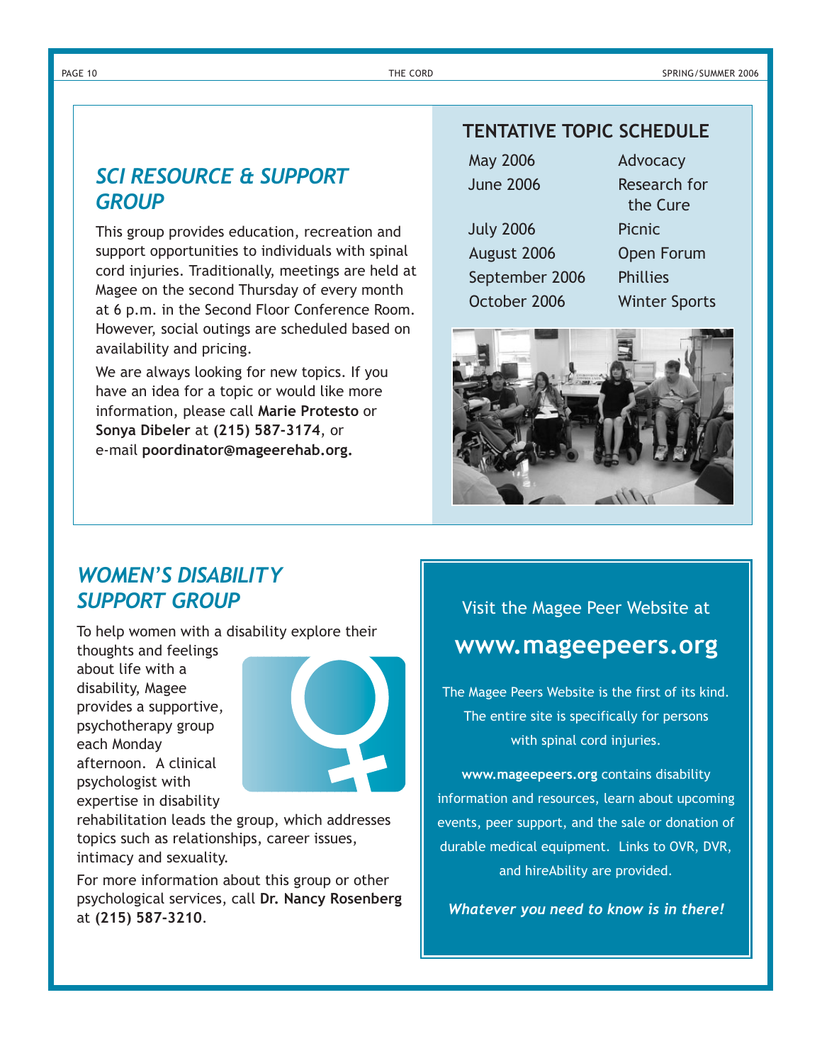## SCI RESOURCE & SUPPORT GROUP

This group provides education, recreation and support opportunities to individuals with spinal cord injuries. Traditionally, meetings are held at Magee on the second Thursday of every month at 6 p.m. in the Second Floor Conference Room. However, social outings are scheduled based on availability and pricing.

We are always looking for new topics. If you have an idea for a topic or would like more information, please call **Marie Protesto** or **Sonya Dibeler** at **(215) 587-3174**, or e-mail **poordinator@mageerehab.org.**

### TENTATIVE TOPIC SCHEDULE

| | |
|---|---|
| May 2006 | Advocacy |
| June 2006 | Research for the Cure |
| July 2006 | Picnic |
| August 2006 | Open Forum |
| September 2006 | Phillies |
| October 2006 | Winter Sports |

## WOMEN'S DISABILITY SUPPORT GROUP

To help women with a disability explore their thoughts and feelings about life with a disability, Magee provides a supportive, psychotherapy group each Monday afternoon. A clinical psychologist with expertise in disability rehabilitation leads the group, which addresses topics such as relationships, career issues, intimacy and sexuality.

For more information about this group or other psychological services, call **Dr. Nancy Rosenberg** at **(215) 587-3210**.

Visit the Magee Peer Website at

**www.mageepeers.org**

The Magee Peers Website is the first of its kind. The entire site is specifically for persons with spinal cord injuries.

**www.mageepeers.org** contains disability information and resources, learn about upcoming events, peer support, and the sale or donation of durable medical equipment. Links to OVR, DVR, and hireAbility are provided.

***Whatever you need to know is in there!***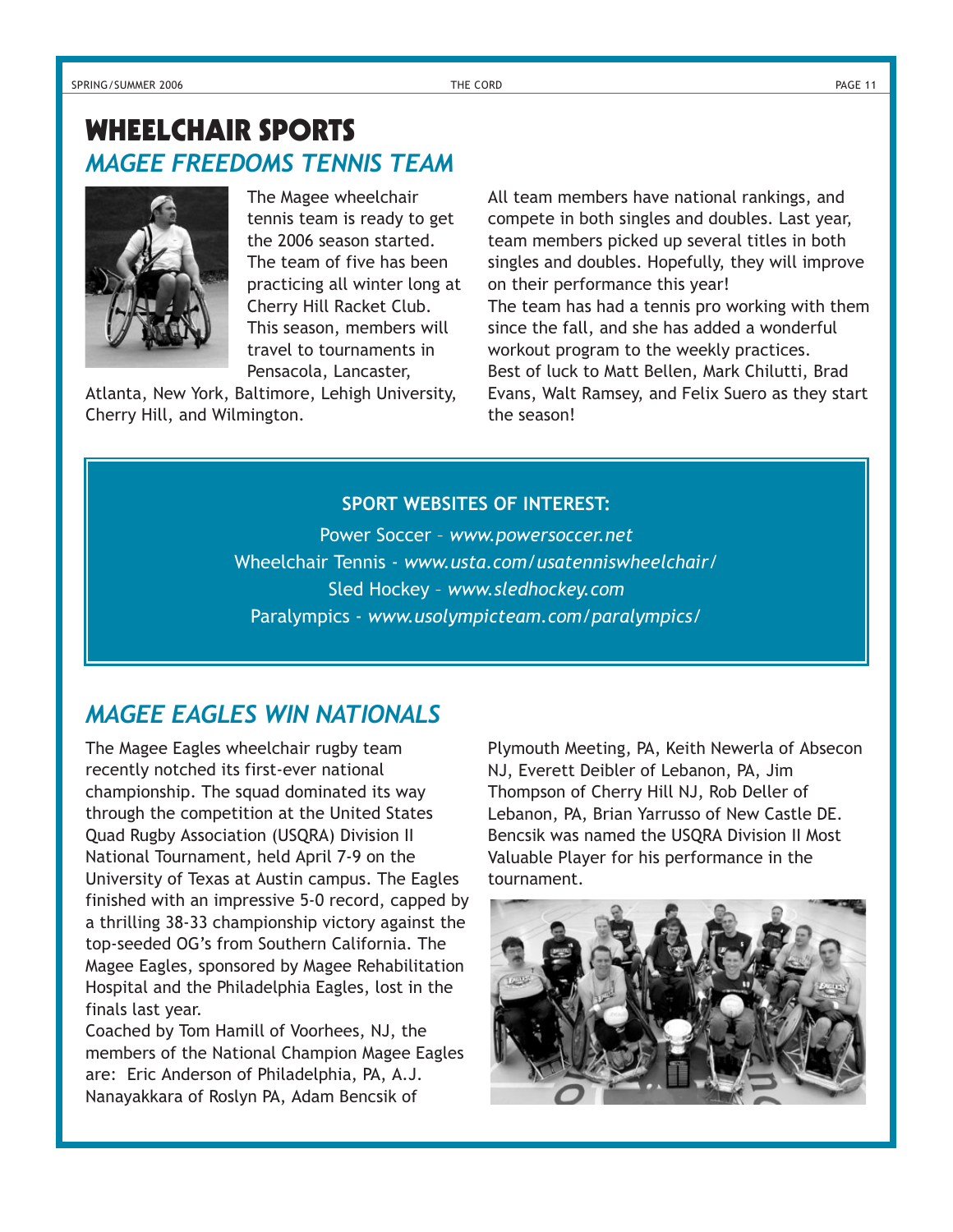# WHEELCHAIR SPORTS

## *MAGEE FREEDOMS TENNIS TEAM*

The Magee wheelchair tennis team is ready to get the 2006 season started. The team of five has been practicing all winter long at Cherry Hill Racket Club. This season, members will travel to tournaments in Pensacola, Lancaster, Atlanta, New York, Baltimore, Lehigh University, Cherry Hill, and Wilmington.

All team members have national rankings, and compete in both singles and doubles. Last year, team members picked up several titles in both singles and doubles. Hopefully, they will improve on their performance this year!

The team has had a tennis pro working with them since the fall, and she has added a wonderful workout program to the weekly practices.

Best of luck to Matt Bellen, Mark Chilutti, Brad Evans, Walt Ramsey, and Felix Suero as they start the season!

**SPORT WEBSITES OF INTEREST:**

Power Soccer – *www.powersoccer.net*

Wheelchair Tennis - *www.usta.com/usatenniswheelchair/*

Sled Hockey – *www.sledhockey.com*

Paralympics - *www.usolympicteam.com/paralympics/*

## *MAGEE EAGLES WIN NATIONALS*

The Magee Eagles wheelchair rugby team recently notched its first-ever national championship. The squad dominated its way through the competition at the United States Quad Rugby Association (USQRA) Division II National Tournament, held April 7-9 on the University of Texas at Austin campus. The Eagles finished with an impressive 5-0 record, capped by a thrilling 38-33 championship victory against the top-seeded OG's from Southern California. The Magee Eagles, sponsored by Magee Rehabilitation Hospital and the Philadelphia Eagles, lost in the finals last year.

Coached by Tom Hamill of Voorhees, NJ, the members of the National Champion Magee Eagles are: Eric Anderson of Philadelphia, PA, A.J. Nanayakkara of Roslyn PA, Adam Bencsik of Plymouth Meeting, PA, Keith Newerla of Absecon NJ, Everett Deibler of Lebanon, PA, Jim Thompson of Cherry Hill NJ, Rob Deller of Lebanon, PA, Brian Yarrusso of New Castle DE. Bencsik was named the USQRA Division II Most Valuable Player for his performance in the tournament.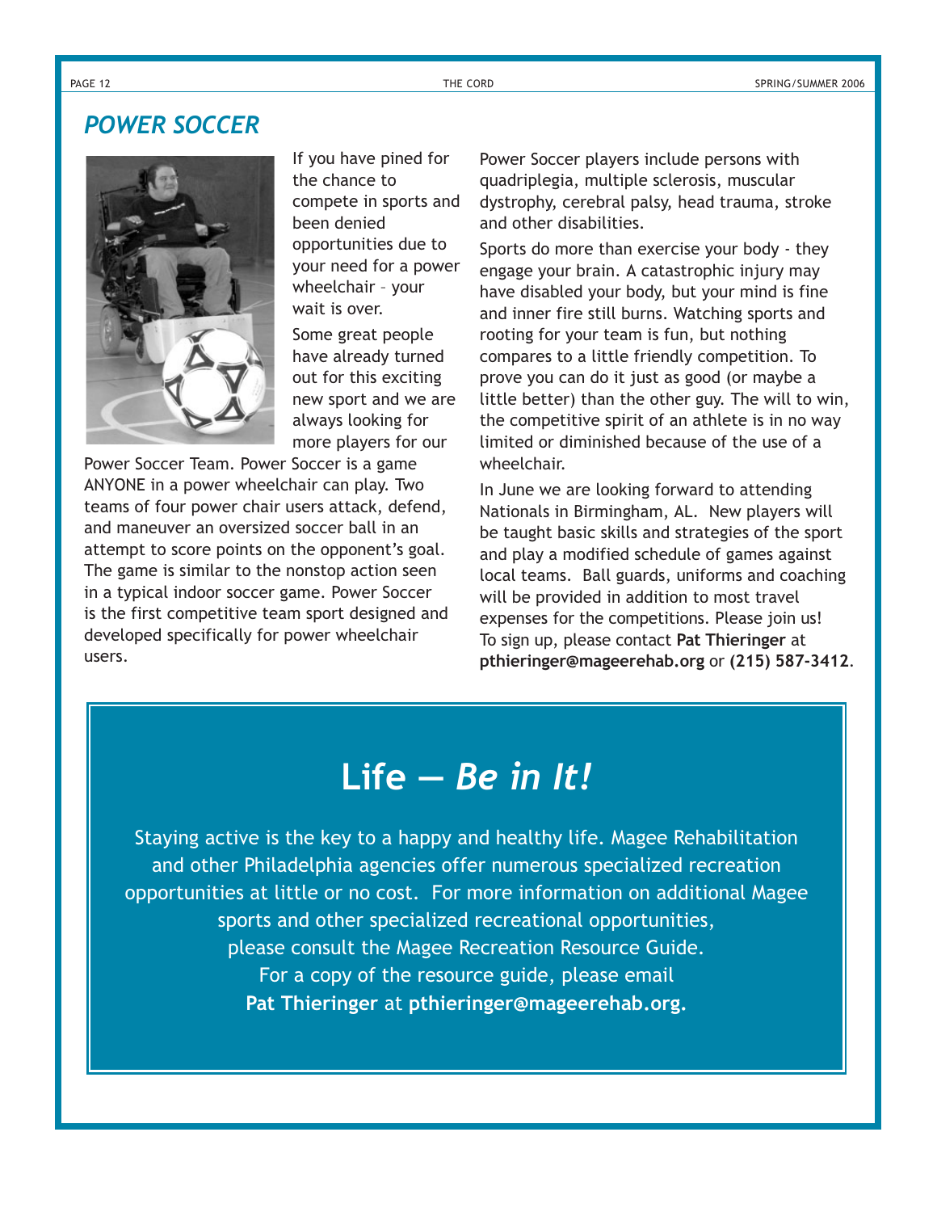## *POWER SOCCER*

If you have pined for the chance to compete in sports and been denied opportunities due to your need for a power wheelchair – your wait is over.

Some great people have already turned out for this exciting new sport and we are always looking for more players for our Power Soccer Team. Power Soccer is a game ANYONE in a power wheelchair can play. Two teams of four power chair users attack, defend, and maneuver an oversized soccer ball in an attempt to score points on the opponent's goal. The game is similar to the nonstop action seen in a typical indoor soccer game. Power Soccer is the first competitive team sport designed and developed specifically for power wheelchair users.

Power Soccer players include persons with quadriplegia, multiple sclerosis, muscular dystrophy, cerebral palsy, head trauma, stroke and other disabilities.

Sports do more than exercise your body - they engage your brain. A catastrophic injury may have disabled your body, but your mind is fine and inner fire still burns. Watching sports and rooting for your team is fun, but nothing compares to a little friendly competition. To prove you can do it just as good (or maybe a little better) than the other guy. The will to win, the competitive spirit of an athlete is in no way limited or diminished because of the use of a wheelchair.

In June we are looking forward to attending Nationals in Birmingham, AL. New players will be taught basic skills and strategies of the sport and play a modified schedule of games against local teams. Ball guards, uniforms and coaching will be provided in addition to most travel expenses for the competitions. Please join us! To sign up, please contact **Pat Thieringer** at **pthieringer@mageerehab.org** or **(215) 587-3412**.

# Life — *Be in It!*

Staying active is the key to a happy and healthy life. Magee Rehabilitation and other Philadelphia agencies offer numerous specialized recreation opportunities at little or no cost. For more information on additional Magee sports and other specialized recreational opportunities, please consult the Magee Recreation Resource Guide. For a copy of the resource guide, please email **Pat Thieringer** at **pthieringer@mageerehab.org.**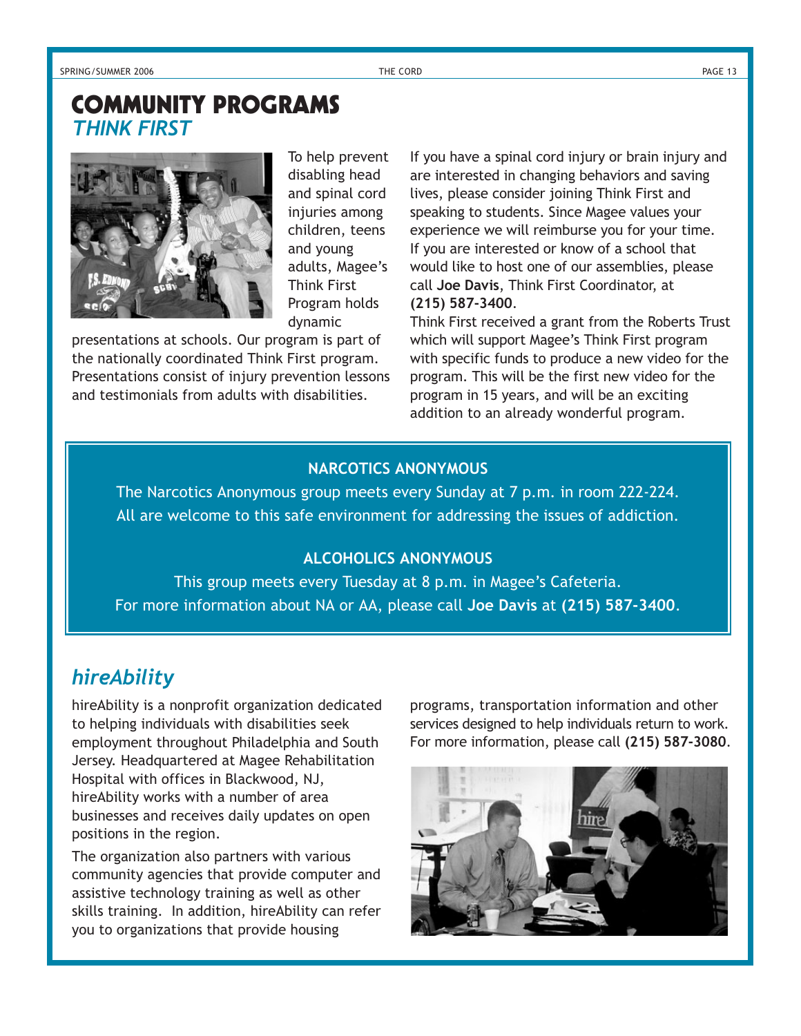# COMMUNITY PROGRAMS

## *THINK FIRST*

To help prevent disabling head and spinal cord injuries among children, teens and young adults, Magee's Think First Program holds dynamic presentations at schools. Our program is part of the nationally coordinated Think First program. Presentations consist of injury prevention lessons and testimonials from adults with disabilities.

If you have a spinal cord injury or brain injury and are interested in changing behaviors and saving lives, please consider joining Think First and speaking to students. Since Magee values your experience we will reimburse you for your time. If you are interested or know of a school that would like to host one of our assemblies, please call **Joe Davis**, Think First Coordinator, at **(215) 587-3400**.

Think First received a grant from the Roberts Trust which will support Magee's Think First program with specific funds to produce a new video for the program. This will be the first new video for the program in 15 years, and will be an exciting addition to an already wonderful program.

**NARCOTICS ANONYMOUS**

The Narcotics Anonymous group meets every Sunday at 7 p.m. in room 222-224. All are welcome to this safe environment for addressing the issues of addiction.

**ALCOHOLICS ANONYMOUS**

This group meets every Tuesday at 8 p.m. in Magee's Cafeteria. For more information about NA or AA, please call **Joe Davis** at **(215) 587-3400**.

## *hireAbility*

hireAbility is a nonprofit organization dedicated to helping individuals with disabilities seek employment throughout Philadelphia and South Jersey. Headquartered at Magee Rehabilitation Hospital with offices in Blackwood, NJ, hireAbility works with a number of area businesses and receives daily updates on open positions in the region.

The organization also partners with various community agencies that provide computer and assistive technology training as well as other skills training. In addition, hireAbility can refer you to organizations that provide housing programs, transportation information and other services designed to help individuals return to work. For more information, please call **(215) 587-3080**.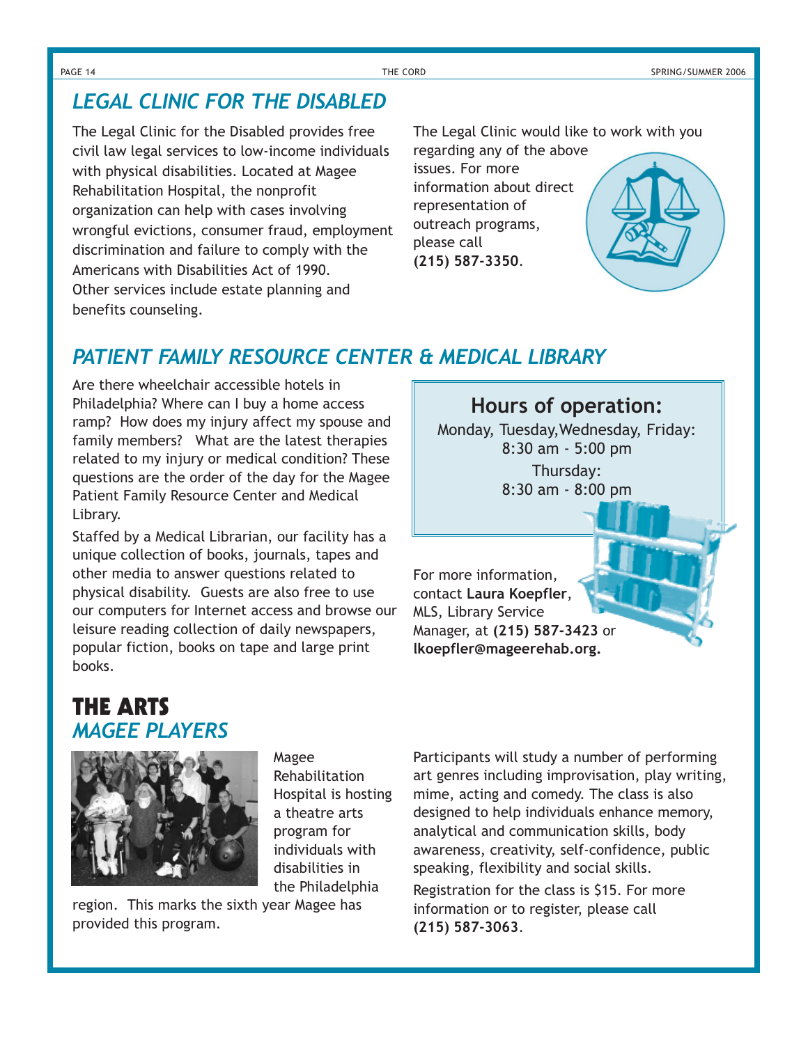## LEGAL CLINIC FOR THE DISABLED

The Legal Clinic for the Disabled provides free civil law legal services to low-income individuals with physical disabilities. Located at Magee Rehabilitation Hospital, the nonprofit organization can help with cases involving wrongful evictions, consumer fraud, employment discrimination and failure to comply with the Americans with Disabilities Act of 1990. Other services include estate planning and benefits counseling.

The Legal Clinic would like to work with you regarding any of the above issues. For more information about direct representation of outreach programs, please call **(215) 587-3350**.

## PATIENT FAMILY RESOURCE CENTER & MEDICAL LIBRARY

Are there wheelchair accessible hotels in Philadelphia? Where can I buy a home access ramp? How does my injury affect my spouse and family members? What are the latest therapies related to my injury or medical condition? These questions are the order of the day for the Magee Patient Family Resource Center and Medical Library.

Staffed by a Medical Librarian, our facility has a unique collection of books, journals, tapes and other media to answer questions related to physical disability. Guests are also free to use our computers for Internet access and browse our leisure reading collection of daily newspapers, popular fiction, books on tape and large print books.

**Hours of operation:**

Monday, Tuesday, Wednesday, Friday:
8:30 am - 5:00 pm

Thursday:
8:30 am - 8:00 pm

For more information, contact **Laura Koepfler**, MLS, Library Service Manager, at **(215) 587-3423** or **lkoepfler@mageerehab.org.**

# THE ARTS

## MAGEE PLAYERS

Magee Rehabilitation Hospital is hosting a theatre arts program for individuals with disabilities in the Philadelphia region. This marks the sixth year Magee has provided this program.

Participants will study a number of performing art genres including improvisation, play writing, mime, acting and comedy. The class is also designed to help individuals enhance memory, analytical and communication skills, body awareness, creativity, self-confidence, public speaking, flexibility and social skills.

Registration for the class is $15. For more information or to register, please call **(215) 587-3063**.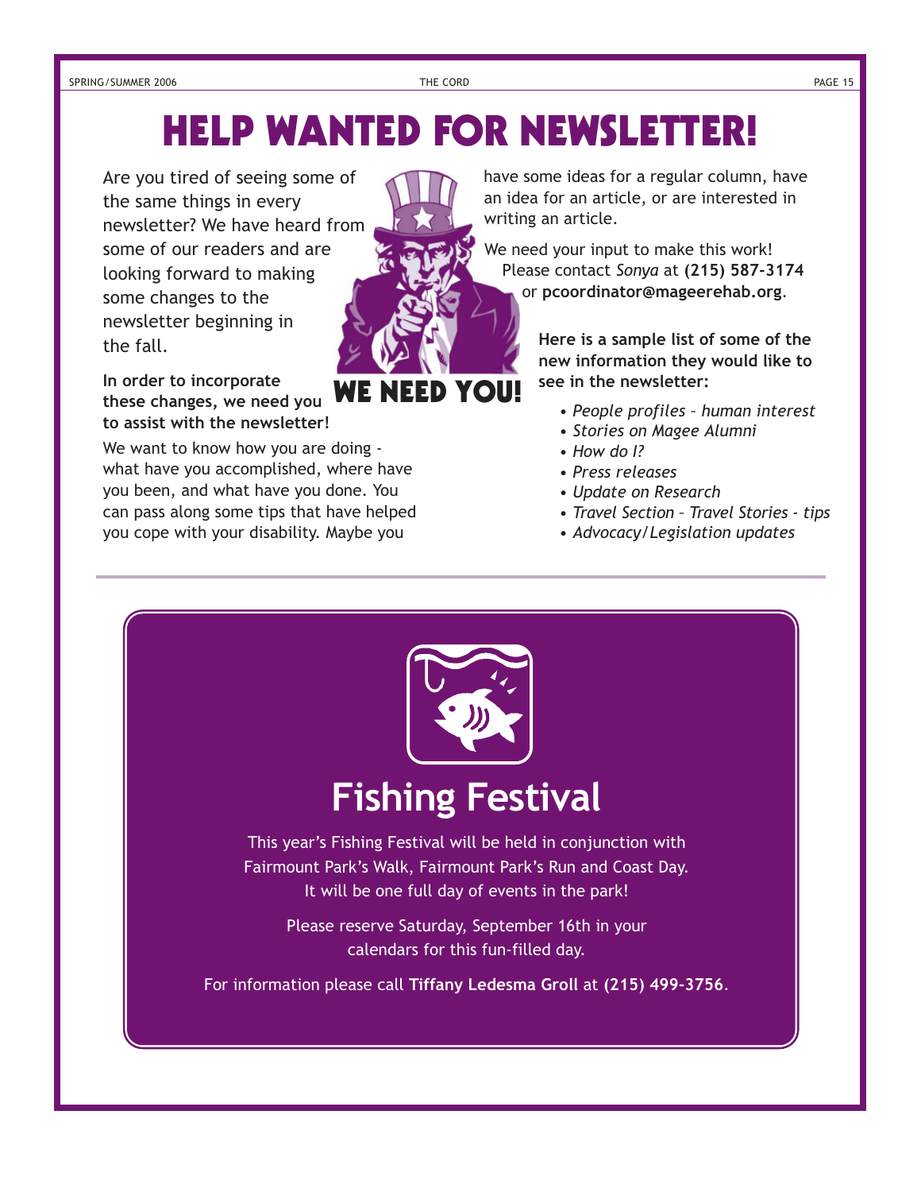# HELP WANTED FOR NEWSLETTER!

Are you tired of seeing some of the same things in every newsletter? We have heard from some of our readers and are looking forward to making some changes to the newsletter beginning in the fall.

**In order to incorporate these changes, we need you to assist with the newsletter!**

We want to know how you are doing - what have you accomplished, where have you been, and what have you done. You can pass along some tips that have helped you cope with your disability. Maybe you have some ideas for a regular column, have an idea for an article, or are interested in writing an article.

WE NEED YOU!

We need your input to make this work! Please contact *Sonya* at **(215) 587-3174** or **pcoordinator@mageerehab.org**.

**Here is a sample list of some of the new information they would like to see in the newsletter:**

- *People profiles – human interest*
- *Stories on Magee Alumni*
- *How do I?*
- *Press releases*
- *Update on Research*
- *Travel Section – Travel Stories - tips*
- *Advocacy/Legislation updates*

## Fishing Festival

This year's Fishing Festival will be held in conjunction with Fairmount Park's Walk, Fairmount Park's Run and Coast Day. It will be one full day of events in the park!

Please reserve Saturday, September 16th in your calendars for this fun-filled day.

For information please call **Tiffany Ledesma Groll** at **(215) 499-3756**.